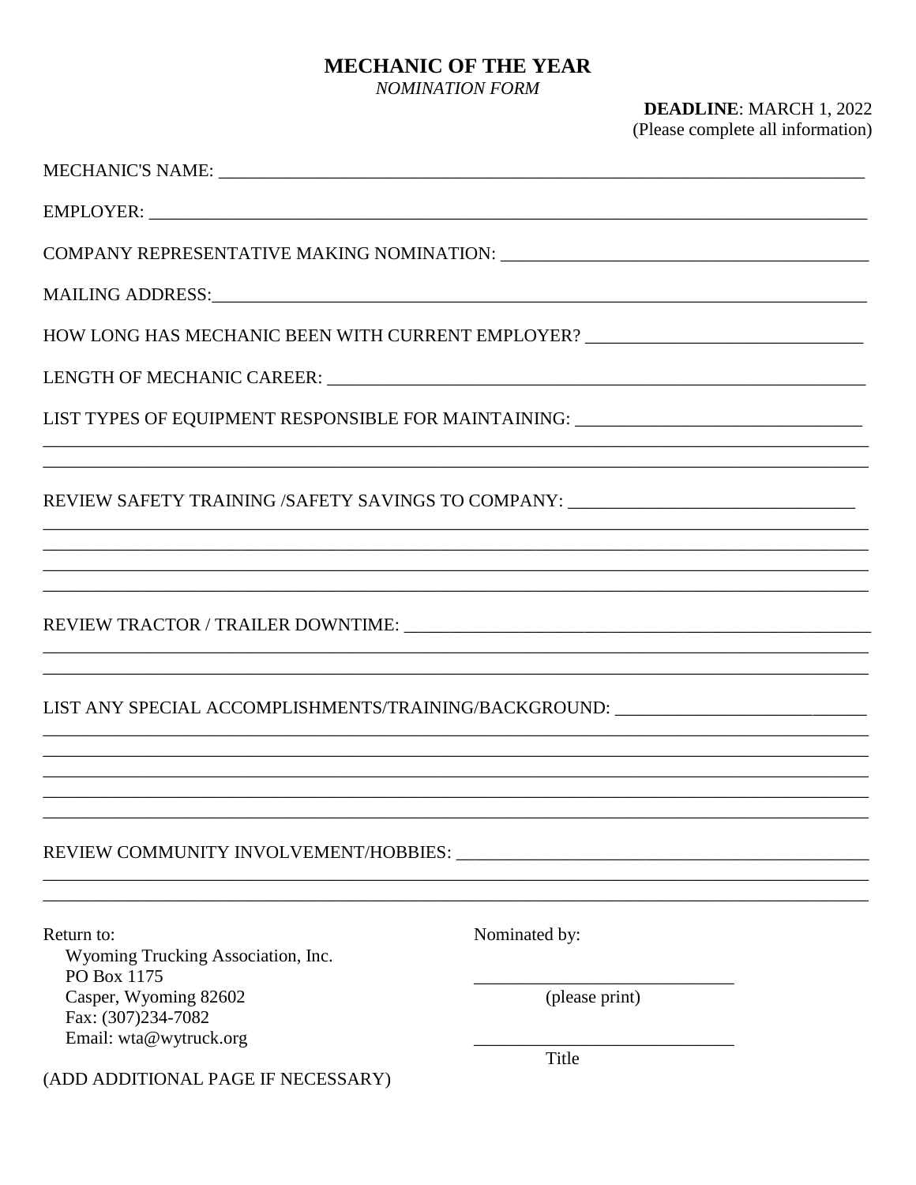# MECHANIC OF THE YEAR

*NOMINATION FORM*

**DEADLINE**: MARCH 1, 2022
(Please complete all information)

MECHANIC'S NAME: ______________________________________________

EMPLOYER: ______________________________________________

COMPANY REPRESENTATIVE MAKING NOMINATION: ______________________________________________

MAILING ADDRESS: ______________________________________________

HOW LONG HAS MECHANIC BEEN WITH CURRENT EMPLOYER? ______________________________________________

LENGTH OF MECHANIC CAREER: ______________________________________________

LIST TYPES OF EQUIPMENT RESPONSIBLE FOR MAINTAINING: ______________________________________________
______________________________________________
______________________________________________

REVIEW SAFETY TRAINING /SAFETY SAVINGS TO COMPANY: ______________________________________________
______________________________________________
______________________________________________
______________________________________________
______________________________________________

REVIEW TRACTOR / TRAILER DOWNTIME: ______________________________________________
______________________________________________
______________________________________________

LIST ANY SPECIAL ACCOMPLISHMENTS/TRAINING/BACKGROUND: ______________________________________________
______________________________________________
______________________________________________
______________________________________________
______________________________________________
______________________________________________

REVIEW COMMUNITY INVOLVEMENT/HOBBIES: ______________________________________________
______________________________________________
______________________________________________

Return to:
Wyoming Trucking Association, Inc.
PO Box 1175
Casper, Wyoming 82602
Fax: (307)234-7082
Email: wta@wytruck.org

Nominated by:

______________________________
(please print)

______________________________
Title

(ADD ADDITIONAL PAGE IF NECESSARY)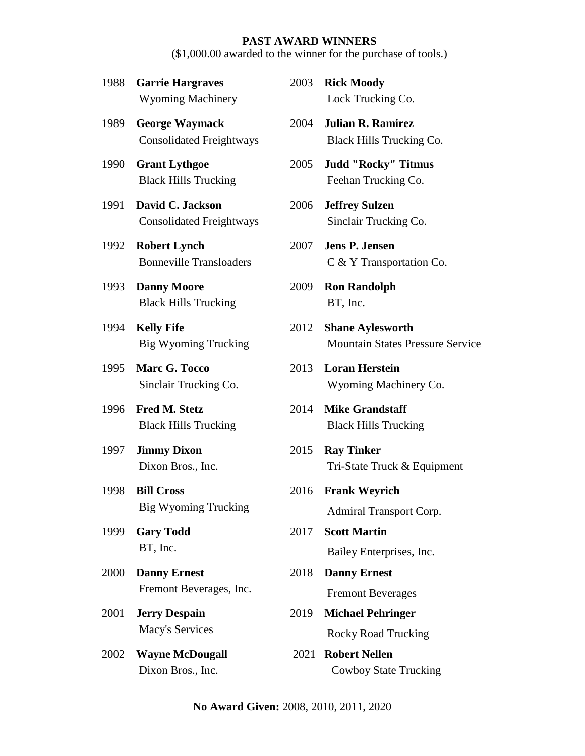**PAST AWARD WINNERS**

($1,000.00 awarded to the winner for the purchase of tools.)

1988 **Garrie Hargraves**
Wyoming Machinery

1989 **George Waymack**
Consolidated Freightways

1990 **Grant Lythgoe**
Black Hills Trucking

1991 **David C. Jackson**
Consolidated Freightways

1992 **Robert Lynch**
Bonneville Transloaders

1993 **Danny Moore**
Black Hills Trucking

1994 **Kelly Fife**
Big Wyoming Trucking

1995 **Marc G. Tocco**
Sinclair Trucking Co.

1996 **Fred M. Stetz**
Black Hills Trucking

1997 **Jimmy Dixon**
Dixon Bros., Inc.

1998 **Bill Cross**
Big Wyoming Trucking

1999 **Gary Todd**
BT, Inc.

2000 **Danny Ernest**
Fremont Beverages, Inc.

2001 **Jerry Despain**
Macy's Services

2002 **Wayne McDougall**
Dixon Bros., Inc.

2003 **Rick Moody**
Lock Trucking Co.

2004 **Julian R. Ramirez**
Black Hills Trucking Co.

2005 **Judd "Rocky" Titmus**
Feehan Trucking Co.

2006 **Jeffrey Sulzen**
Sinclair Trucking Co.

2007 **Jens P. Jensen**
C & Y Transportation Co.

2009 **Ron Randolph**
BT, Inc.

2012 **Shane Aylesworth**
Mountain States Pressure Service

2013 **Loran Herstein**
Wyoming Machinery Co.

2014 **Mike Grandstaff**
Black Hills Trucking

2015 **Ray Tinker**
Tri-State Truck & Equipment

2016 **Frank Weyrich**
Admiral Transport Corp.

2017 **Scott Martin**
Bailey Enterprises, Inc.

2018 **Danny Ernest**
Fremont Beverages

2019 **Michael Pehringer**
Rocky Road Trucking

2021 **Robert Nellen**
Cowboy State Trucking

**No Award Given:** 2008, 2010, 2011, 2020